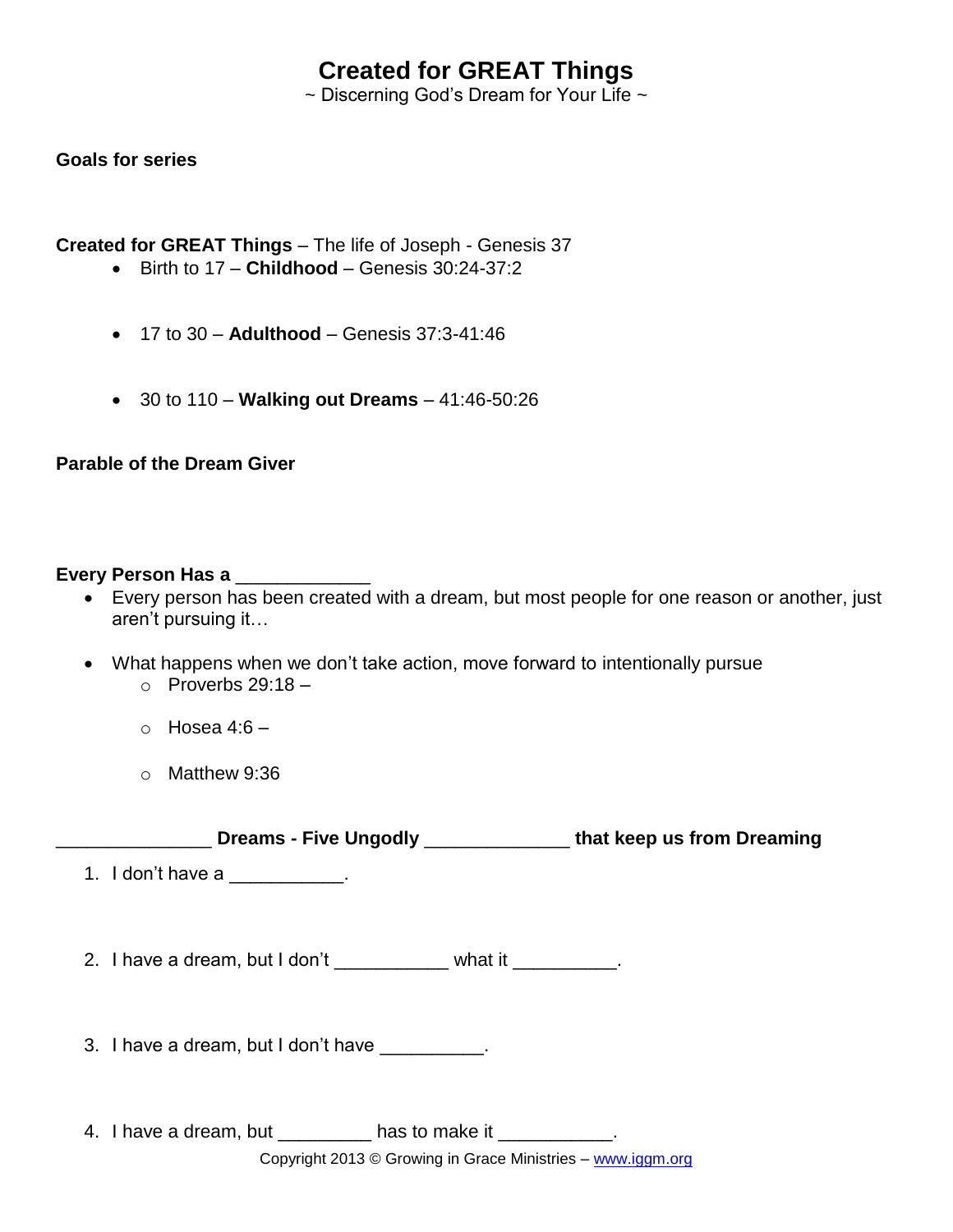# Created for GREAT Things

~ Discerning God's Dream for Your Life ~

**Goals for series**

**Created for GREAT Things** – The life of Joseph - Genesis 37

- Birth to 17 – **Childhood** – Genesis 30:24-37:2

- 17 to 30 – **Adulthood** – Genesis 37:3-41:46

- 30 to 110 – **Walking out Dreams** – 41:46-50:26

**Parable of the Dream Giver**

**Every Person Has a ____________**

- Every person has been created with a dream, but most people for one reason or another, just aren't pursuing it…

- What happens when we don't take action, move forward to intentionally pursue
  - Proverbs 29:18 –
  - Hosea 4:6 –
  - Matthew 9:36

**______________ Dreams - Five Ungodly _____________ that keep us from Dreaming**

1. I don't have a __________.

2. I have a dream, but I don't __________ what it _________.

3. I have a dream, but I don't have _________.

4. I have a dream, but ________ has to make it __________.

Copyright 2013 © Growing in Grace Ministries – www.iggm.org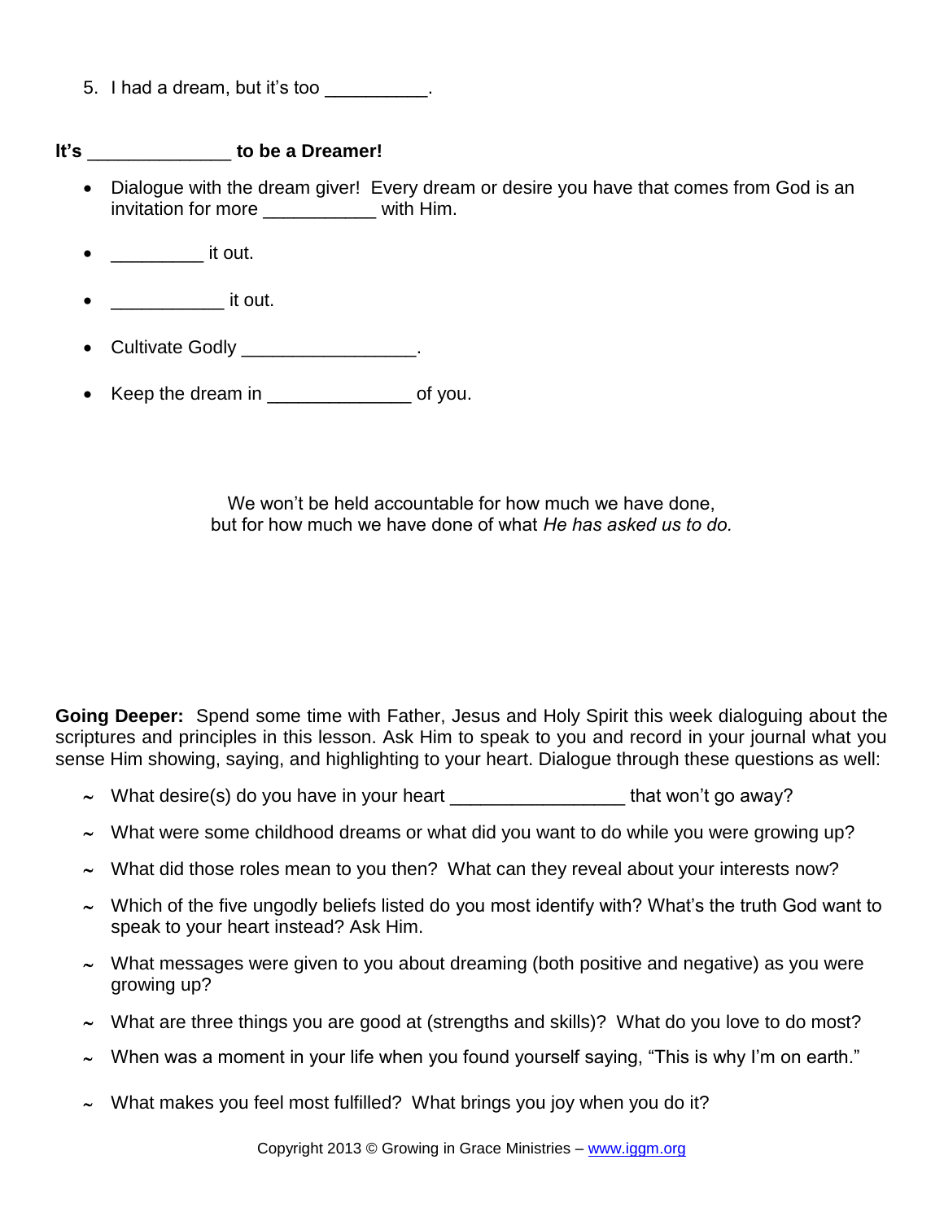5. I had a dream, but it's too __________.

**It's ______________ to be a Dreamer!**

- Dialogue with the dream giver! Every dream or desire you have that comes from God is an invitation for more ___________ with Him.
- _________ it out.
- ___________ it out.
- Cultivate Godly _________________.
- Keep the dream in ______________ of you.

We won't be held accountable for how much we have done,
but for how much we have done of what *He has asked us to do.*

**Going Deeper:** Spend some time with Father, Jesus and Holy Spirit this week dialoguing about the scriptures and principles in this lesson. Ask Him to speak to you and record in your journal what you sense Him showing, saying, and highlighting to your heart. Dialogue through these questions as well:

~ What desire(s) do you have in your heart _________________ that won't go away?

~ What were some childhood dreams or what did you want to do while you were growing up?

~ What did those roles mean to you then? What can they reveal about your interests now?

~ Which of the five ungodly beliefs listed do you most identify with? What's the truth God want to speak to your heart instead? Ask Him.

~ What messages were given to you about dreaming (both positive and negative) as you were growing up?

~ What are three things you are good at (strengths and skills)? What do you love to do most?

~ When was a moment in your life when you found yourself saying, "This is why I'm on earth."

~ What makes you feel most fulfilled? What brings you joy when you do it?

Copyright 2013 © Growing in Grace Ministries – www.iggm.org